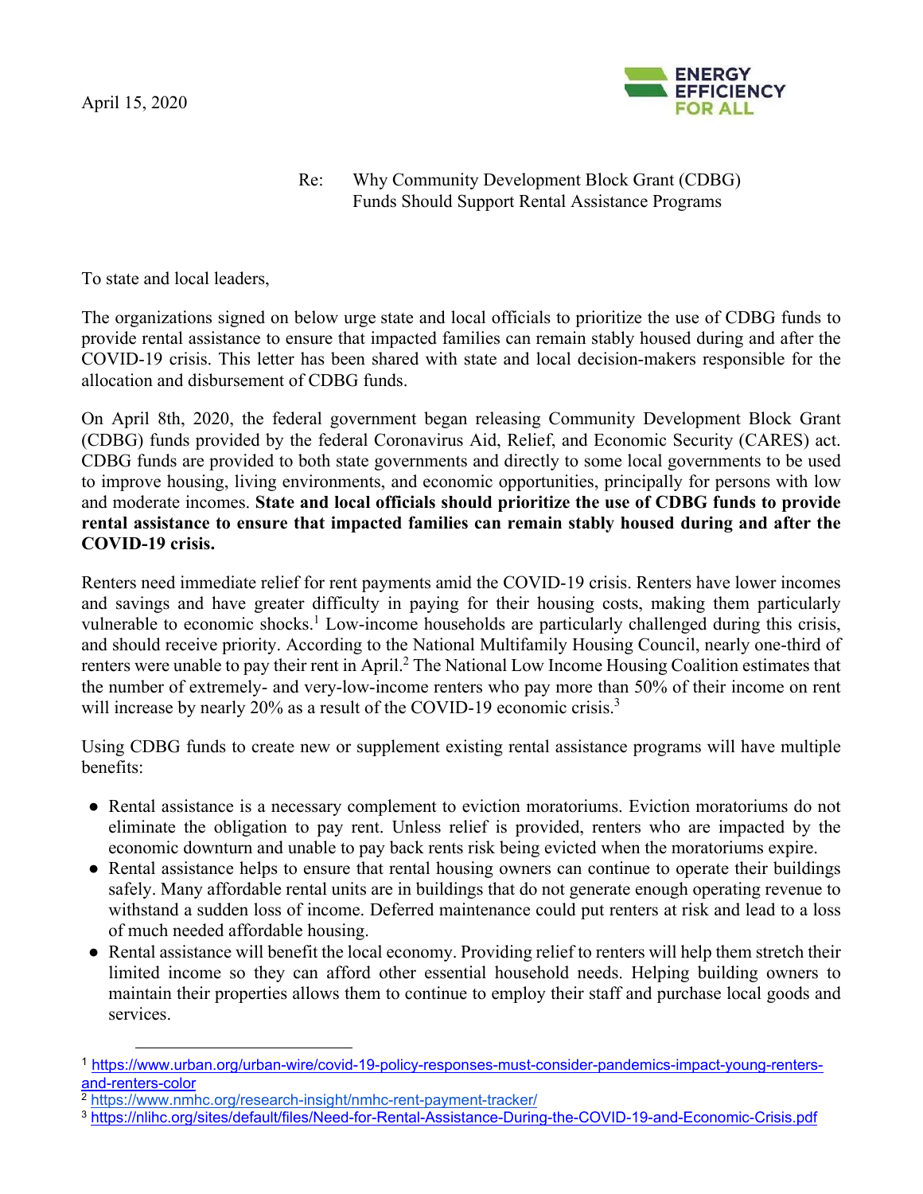April 15, 2020

ENERGY EFFICIENCY FOR ALL

Re: Why Community Development Block Grant (CDBG) Funds Should Support Rental Assistance Programs

To state and local leaders,

The organizations signed on below urge state and local officials to prioritize the use of CDBG funds to provide rental assistance to ensure that impacted families can remain stably housed during and after the COVID-19 crisis. This letter has been shared with state and local decision-makers responsible for the allocation and disbursement of CDBG funds.

On April 8th, 2020, the federal government began releasing Community Development Block Grant (CDBG) funds provided by the federal Coronavirus Aid, Relief, and Economic Security (CARES) act. CDBG funds are provided to both state governments and directly to some local governments to be used to improve housing, living environments, and economic opportunities, principally for persons with low and moderate incomes. **State and local officials should prioritize the use of CDBG funds to provide rental assistance to ensure that impacted families can remain stably housed during and after the COVID-19 crisis.**

Renters need immediate relief for rent payments amid the COVID-19 crisis. Renters have lower incomes and savings and have greater difficulty in paying for their housing costs, making them particularly vulnerable to economic shocks.[1] Low-income households are particularly challenged during this crisis, and should receive priority. According to the National Multifamily Housing Council, nearly one-third of renters were unable to pay their rent in April.[2] The National Low Income Housing Coalition estimates that the number of extremely- and very-low-income renters who pay more than 50% of their income on rent will increase by nearly 20% as a result of the COVID-19 economic crisis.[3]

Using CDBG funds to create new or supplement existing rental assistance programs will have multiple benefits:

- Rental assistance is a necessary complement to eviction moratoriums. Eviction moratoriums do not eliminate the obligation to pay rent. Unless relief is provided, renters who are impacted by the economic downturn and unable to pay back rents risk being evicted when the moratoriums expire.
- Rental assistance helps to ensure that rental housing owners can continue to operate their buildings safely. Many affordable rental units are in buildings that do not generate enough operating revenue to withstand a sudden loss of income. Deferred maintenance could put renters at risk and lead to a loss of much needed affordable housing.
- Rental assistance will benefit the local economy. Providing relief to renters will help them stretch their limited income so they can afford other essential household needs. Helping building owners to maintain their properties allows them to continue to employ their staff and purchase local goods and services.

---

[1] https://www.urban.org/urban-wire/covid-19-policy-responses-must-consider-pandemics-impact-young-renters-and-renters-color

[2] https://www.nmhc.org/research-insight/nmhc-rent-payment-tracker/

[3] https://nlihc.org/sites/default/files/Need-for-Rental-Assistance-During-the-COVID-19-and-Economic-Crisis.pdf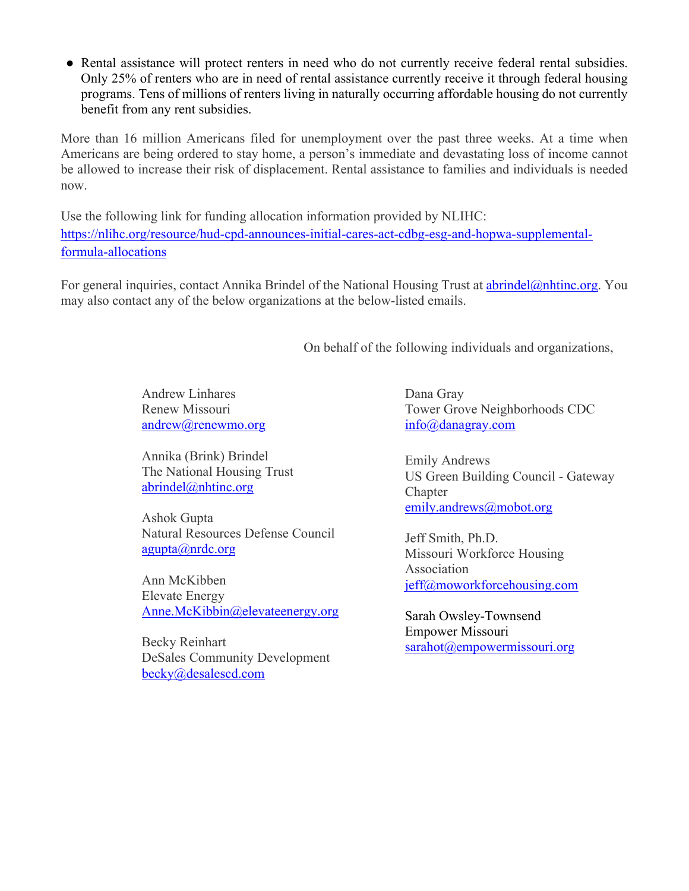- Rental assistance will protect renters in need who do not currently receive federal rental subsidies. Only 25% of renters who are in need of rental assistance currently receive it through federal housing programs. Tens of millions of renters living in naturally occurring affordable housing do not currently benefit from any rent subsidies.

More than 16 million Americans filed for unemployment over the past three weeks. At a time when Americans are being ordered to stay home, a person's immediate and devastating loss of income cannot be allowed to increase their risk of displacement. Rental assistance to families and individuals is needed now.

Use the following link for funding allocation information provided by NLIHC:
https://nlihc.org/resource/hud-cpd-announces-initial-cares-act-cdbg-esg-and-hopwa-supplemental-formula-allocations

For general inquiries, contact Annika Brindel of the National Housing Trust at abrindel@nhtinc.org. You may also contact any of the below organizations at the below-listed emails.

On behalf of the following individuals and organizations,

Andrew Linhares
Renew Missouri
andrew@renewmo.org

Annika (Brink) Brindel
The National Housing Trust
abrindel@nhtinc.org

Ashok Gupta
Natural Resources Defense Council
agupta@nrdc.org

Ann McKibben
Elevate Energy
Anne.McKibbin@elevateenergy.org

Becky Reinhart
DeSales Community Development
becky@desalescd.com

Dana Gray
Tower Grove Neighborhoods CDC
info@danagray.com

Emily Andrews
US Green Building Council - Gateway Chapter
emily.andrews@mobot.org

Jeff Smith, Ph.D.
Missouri Workforce Housing Association
jeff@moworkforcehousing.com

Sarah Owsley-Townsend
Empower Missouri
sarahot@empowermissouri.org